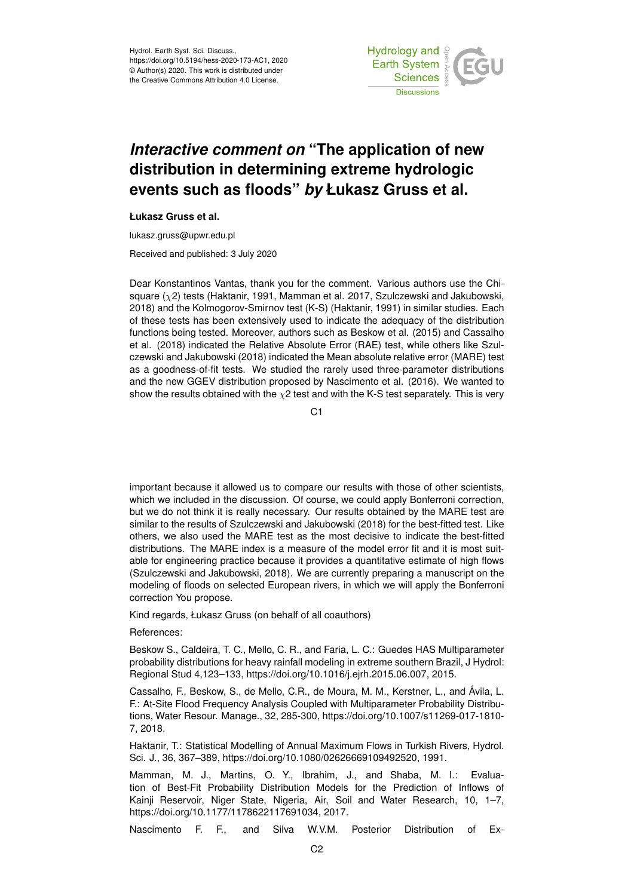# *Interactive comment on* "The application of new distribution in determining extreme hydrologic events such as floods" *by* Łukasz Gruss et al.

**Łukasz Gruss et al.**

lukasz.gruss@upwr.edu.pl

Received and published: 3 July 2020

Dear Konstantinos Vantas, thank you for the comment. Various authors use the Chi-square ($\chi 2$) tests (Haktanir, 1991, Mamman et al. 2017, Szulczewski and Jakubowski, 2018) and the Kolmogorov-Smirnov test (K-S) (Haktanir, 1991) in similar studies. Each of these tests has been extensively used to indicate the adequacy of the distribution functions being tested. Moreover, authors such as Beskow et al. (2015) and Cassalho et al. (2018) indicated the Relative Absolute Error (RAE) test, while others like Szulczewski and Jakubowski (2018) indicated the Mean absolute relative error (MARE) test as a goodness-of-fit tests. We studied the rarely used three-parameter distributions and the new GGEV distribution proposed by Nascimento et al. (2016). We wanted to show the results obtained with the $\chi 2$ test and with the K-S test separately. This is very important because it allowed us to compare our results with those of other scientists, which we included in the discussion. Of course, we could apply Bonferroni correction, but we do not think it is really necessary. Our results obtained by the MARE test are similar to the results of Szulczewski and Jakubowski (2018) for the best-fitted test. Like others, we also used the MARE test as the most decisive to indicate the best-fitted distributions. The MARE index is a measure of the model error fit and it is most suitable for engineering practice because it provides a quantitative estimate of high flows (Szulczewski and Jakubowski, 2018). We are currently preparing a manuscript on the modeling of floods on selected European rivers, in which we will apply the Bonferroni correction You propose.

Kind regards, Łukasz Gruss (on behalf of all coauthors)

References:

Beskow S., Caldeira, T. C., Mello, C. R., and Faria, L. C.: Guedes HAS Multiparameter probability distributions for heavy rainfall modeling in extreme southern Brazil, J Hydrol: Regional Stud 4,123–133, https://doi.org/10.1016/j.ejrh.2015.06.007, 2015.

Cassalho, F., Beskow, S., de Mello, C.R., de Moura, M. M., Kerstner, L., and Ávila, L. F.: At-Site Flood Frequency Analysis Coupled with Multiparameter Probability Distributions, Water Resour. Manage., 32, 285-300, https://doi.org/10.1007/s11269-017-1810-7, 2018.

Haktanir, T.: Statistical Modelling of Annual Maximum Flows in Turkish Rivers, Hydrol. Sci. J., 36, 367–389, https://doi.org/10.1080/02626669109492520, 1991.

Mamman, M. J., Martins, O. Y., Ibrahim, J., and Shaba, M. I.: Evaluation of Best-Fit Probability Distribution Models for the Prediction of Inflows of Kainji Reservoir, Niger State, Nigeria, Air, Soil and Water Research, 10, 1–7, https://doi.org/10.1177/1178622117691034, 2017.

Nascimento F. F., and Silva W.V.M. Posterior Distribution of Ex-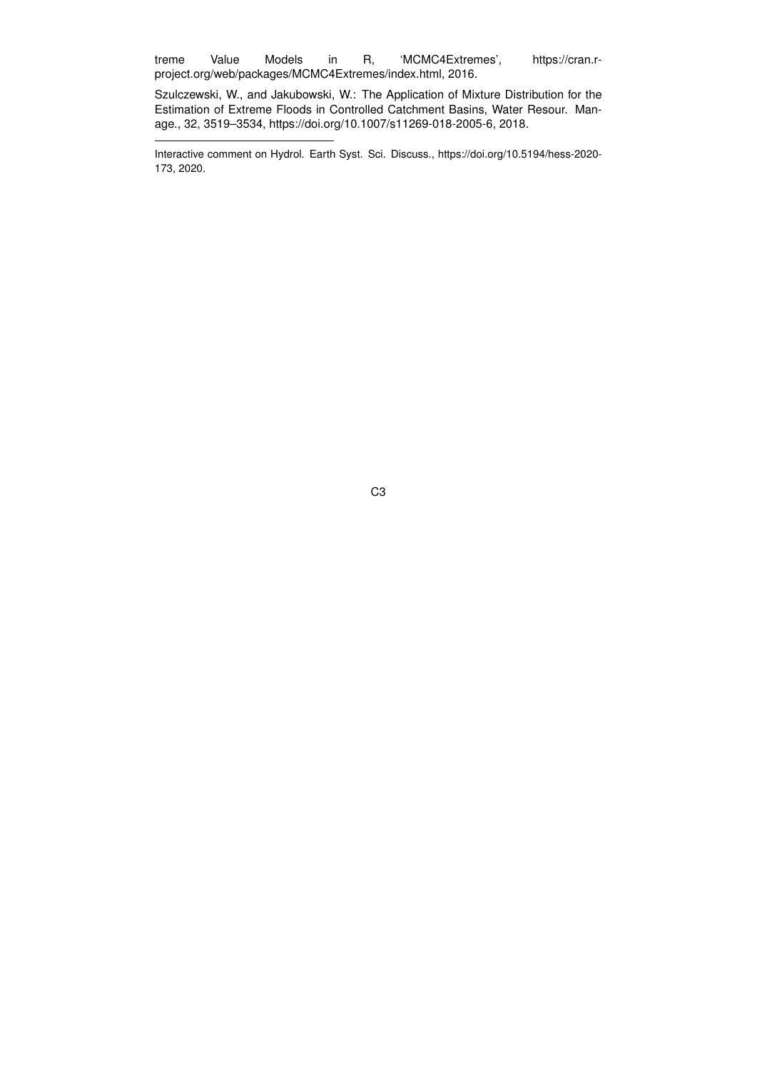treme Value Models in R, 'MCMC4Extremes', https://cran.r-project.org/web/packages/MCMC4Extremes/index.html, 2016.

Szulczewski, W., and Jakubowski, W.: The Application of Mixture Distribution for the Estimation of Extreme Floods in Controlled Catchment Basins, Water Resour. Manage., 32, 3519–3534, https://doi.org/10.1007/s11269-018-2005-6, 2018.

---

Interactive comment on Hydrol. Earth Syst. Sci. Discuss., https://doi.org/10.5194/hess-2020-173, 2020.